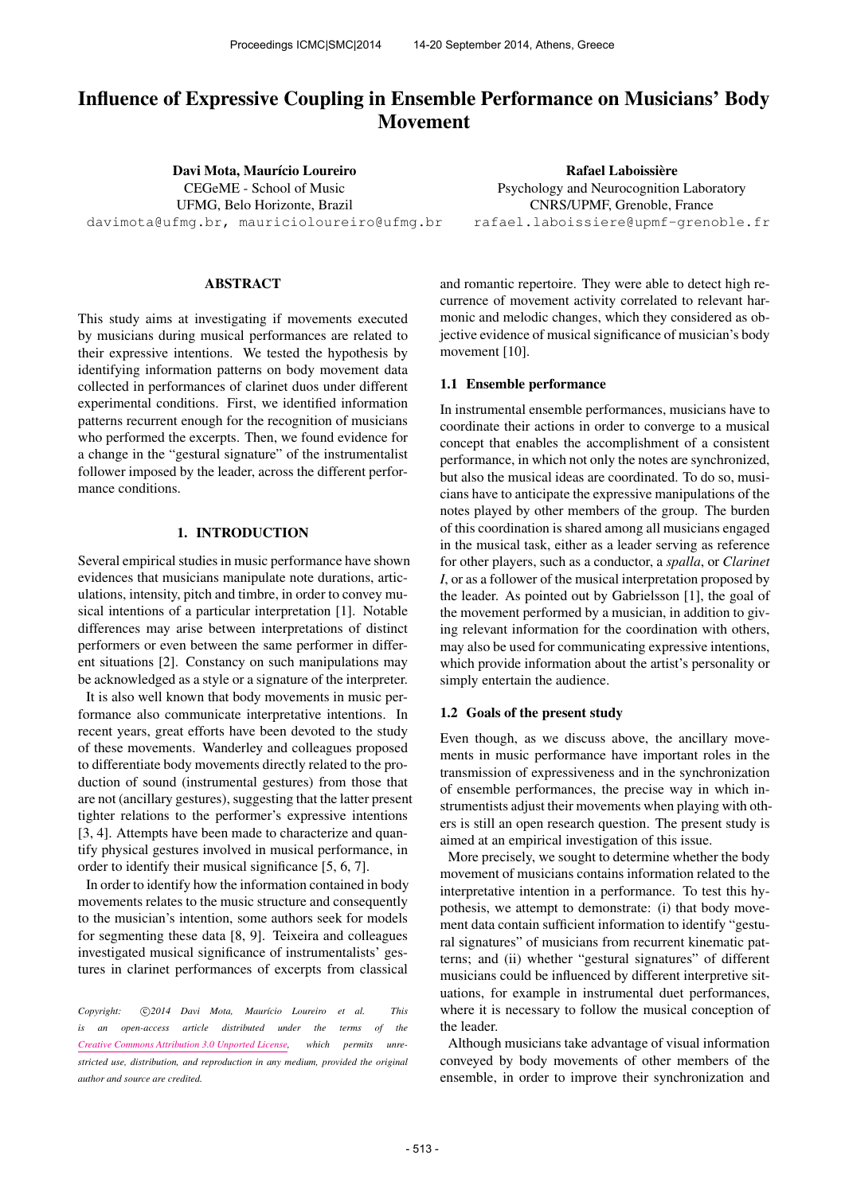# Influence of Expressive Coupling in Ensemble Performance on Musicians' Body Movement

**Davi Mota, Maurício Loureiro**
CEGeME - School of Music
UFMG, Belo Horizonte, Brazil
davimota@ufmg.br, mauricioloureiro@ufmg.br

**Rafael Laboissière**
Psychology and Neurocognition Laboratory
CNRS/UPMF, Grenoble, France
rafael.laboissiere@upmf-grenoble.fr

## ABSTRACT

This study aims at investigating if movements executed by musicians during musical performances are related to their expressive intentions. We tested the hypothesis by identifying information patterns on body movement data collected in performances of clarinet duos under different experimental conditions. First, we identified information patterns recurrent enough for the recognition of musicians who performed the excerpts. Then, we found evidence for a change in the "gestural signature" of the instrumentalist follower imposed by the leader, across the different performance conditions.

## 1. INTRODUCTION

Several empirical studies in music performance have shown evidences that musicians manipulate note durations, articulations, intensity, pitch and timbre, in order to convey musical intentions of a particular interpretation [1]. Notable differences may arise between interpretations of distinct performers or even between the same performer in different situations [2]. Constancy on such manipulations may be acknowledged as a style or a signature of the interpreter.

It is also well known that body movements in music performance also communicate interpretative intentions. In recent years, great efforts have been devoted to the study of these movements. Wanderley and colleagues proposed to differentiate body movements directly related to the production of sound (instrumental gestures) from those that are not (ancillary gestures), suggesting that the latter present tighter relations to the performer's expressive intentions [3, 4]. Attempts have been made to characterize and quantify physical gestures involved in musical performance, in order to identify their musical significance [5, 6, 7].

In order to identify how the information contained in body movements relates to the music structure and consequently to the musician's intention, some authors seek for models for segmenting these data [8, 9]. Teixeira and colleagues investigated musical significance of instrumentalists' gestures in clarinet performances of excerpts from classical and romantic repertoire. They were able to detect high recurrence of movement activity correlated to relevant harmonic and melodic changes, which they considered as objective evidence of musical significance of musician's body movement [10].

*Copyright: ©2014 Davi Mota, Maurício Loureiro et al. This is an open-access article distributed under the terms of the Creative Commons Attribution 3.0 Unported License, which permits unrestricted use, distribution, and reproduction in any medium, provided the original author and source are credited.*

### 1.1 Ensemble performance

In instrumental ensemble performances, musicians have to coordinate their actions in order to converge to a musical concept that enables the accomplishment of a consistent performance, in which not only the notes are synchronized, but also the musical ideas are coordinated. To do so, musicians have to anticipate the expressive manipulations of the notes played by other members of the group. The burden of this coordination is shared among all musicians engaged in the musical task, either as a leader serving as reference for other players, such as a conductor, a *spalla*, or *Clarinet I*, or as a follower of the musical interpretation proposed by the leader. As pointed out by Gabrielsson [1], the goal of the movement performed by a musician, in addition to giving relevant information for the coordination with others, may also be used for communicating expressive intentions, which provide information about the artist's personality or simply entertain the audience.

### 1.2 Goals of the present study

Even though, as we discuss above, the ancillary movements in music performance have important roles in the transmission of expressiveness and in the synchronization of ensemble performances, the precise way in which instrumentists adjust their movements when playing with others is still an open research question. The present study is aimed at an empirical investigation of this issue.

More precisely, we sought to determine whether the body movement of musicians contains information related to the interpretative intention in a performance. To test this hypothesis, we attempt to demonstrate: (i) that body movement data contain sufficient information to identify "gestural signatures" of musicians from recurrent kinematic patterns; and (ii) whether "gestural signatures" of different musicians could be influenced by different interpretive situations, for example in instrumental duet performances, where it is necessary to follow the musical conception of the leader.

Although musicians take advantage of visual information conveyed by body movements of other members of the ensemble, in order to improve their synchronization and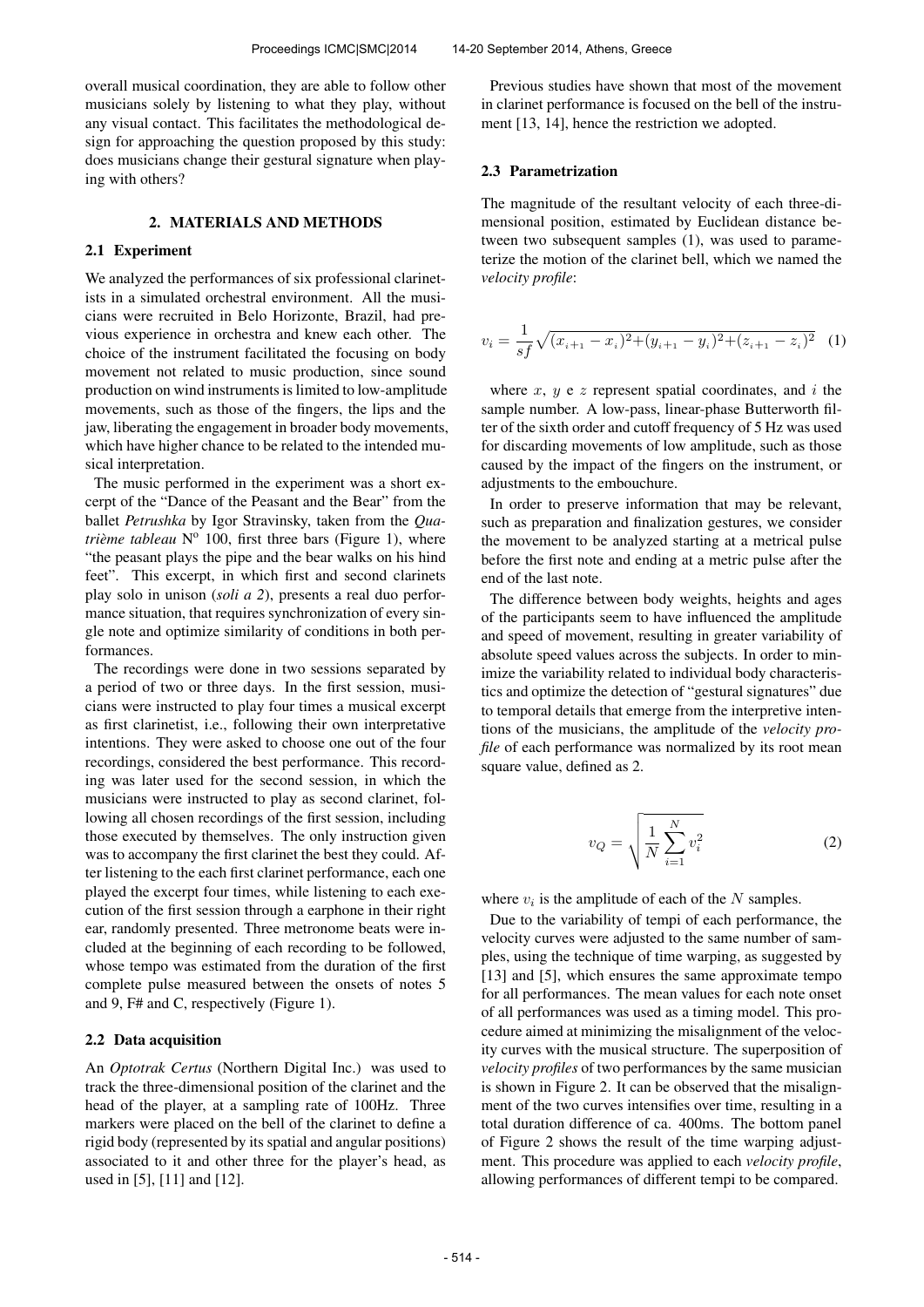overall musical coordination, they are able to follow other musicians solely by listening to what they play, without any visual contact. This facilitates the methodological design for approaching the question proposed by this study: does musicians change their gestural signature when playing with others?

## 2. MATERIALS AND METHODS

### 2.1 Experiment

We analyzed the performances of six professional clarinetists in a simulated orchestral environment. All the musicians were recruited in Belo Horizonte, Brazil, had previous experience in orchestra and knew each other. The choice of the instrument facilitated the focusing on body movement not related to music production, since sound production on wind instruments is limited to low-amplitude movements, such as those of the fingers, the lips and the jaw, liberating the engagement in broader body movements, which have higher chance to be related to the intended musical interpretation.

The music performed in the experiment was a short excerpt of the "Dance of the Peasant and the Bear" from the ballet *Petrushka* by Igor Stravinsky, taken from the *Quatrième tableau* Nº 100, first three bars (Figure 1), where "the peasant plays the pipe and the bear walks on his hind feet". This excerpt, in which first and second clarinets play solo in unison (*soli a 2*), presents a real duo performance situation, that requires synchronization of every single note and optimize similarity of conditions in both performances.

The recordings were done in two sessions separated by a period of two or three days. In the first session, musicians were instructed to play four times a musical excerpt as first clarinetist, i.e., following their own interpretative intentions. They were asked to choose one out of the four recordings, considered the best performance. This recording was later used for the second session, in which the musicians were instructed to play as second clarinet, following all chosen recordings of the first session, including those executed by themselves. The only instruction given was to accompany the first clarinet the best they could. After listening to the each first clarinet performance, each one played the excerpt four times, while listening to each execution of the first session through a earphone in their right ear, randomly presented. Three metronome beats were included at the beginning of each recording to be followed, whose tempo was estimated from the duration of the first complete pulse measured between the onsets of notes 5 and 9, F# and C, respectively (Figure 1).

### 2.2 Data acquisition

An *Optotrak Certus* (Northern Digital Inc.) was used to track the three-dimensional position of the clarinet and the head of the player, at a sampling rate of 100Hz. Three markers were placed on the bell of the clarinet to define a rigid body (represented by its spatial and angular positions) associated to it and other three for the player's head, as used in [5], [11] and [12].

Previous studies have shown that most of the movement in clarinet performance is focused on the bell of the instrument [13, 14], hence the restriction we adopted.

### 2.3 Parametrization

The magnitude of the resultant velocity of each three-dimensional position, estimated by Euclidean distance between two subsequent samples (1), was used to parameterize the motion of the clarinet bell, which we named the *velocity profile*:

$$v_i = \frac{1}{sf}\sqrt{(x_{i+1} - x_i)^2 + (y_{i+1} - y_i)^2 + (z_{i+1} - z_i)^2} \quad (1)$$

where $x$, $y$ e $z$ represent spatial coordinates, and $i$ the sample number. A low-pass, linear-phase Butterworth filter of the sixth order and cutoff frequency of 5 Hz was used for discarding movements of low amplitude, such as those caused by the impact of the fingers on the instrument, or adjustments to the embouchure.

In order to preserve information that may be relevant, such as preparation and finalization gestures, we consider the movement to be analyzed starting at a metrical pulse before the first note and ending at a metric pulse after the end of the last note.

The difference between body weights, heights and ages of the participants seem to have influenced the amplitude and speed of movement, resulting in greater variability of absolute speed values across the subjects. In order to minimize the variability related to individual body characteristics and optimize the detection of "gestural signatures" due to temporal details that emerge from the interpretive intentions of the musicians, the amplitude of the *velocity profile* of each performance was normalized by its root mean square value, defined as 2.

$$v_Q = \sqrt{\frac{1}{N}\sum_{i=1}^{N} v_i^2} \quad (2)$$

where $v_i$ is the amplitude of each of the $N$ samples.

Due to the variability of tempi of each performance, the velocity curves were adjusted to the same number of samples, using the technique of time warping, as suggested by [13] and [5], which ensures the same approximate tempo for all performances. The mean values for each note onset of all performances was used as a timing model. This procedure aimed at minimizing the misalignment of the velocity curves with the musical structure. The superposition of *velocity profiles* of two performances by the same musician is shown in Figure 2. It can be observed that the misalignment of the two curves intensifies over time, resulting in a total duration difference of ca. 400ms. The bottom panel of Figure 2 shows the result of the time warping adjustment. This procedure was applied to each *velocity profile*, allowing performances of different tempi to be compared.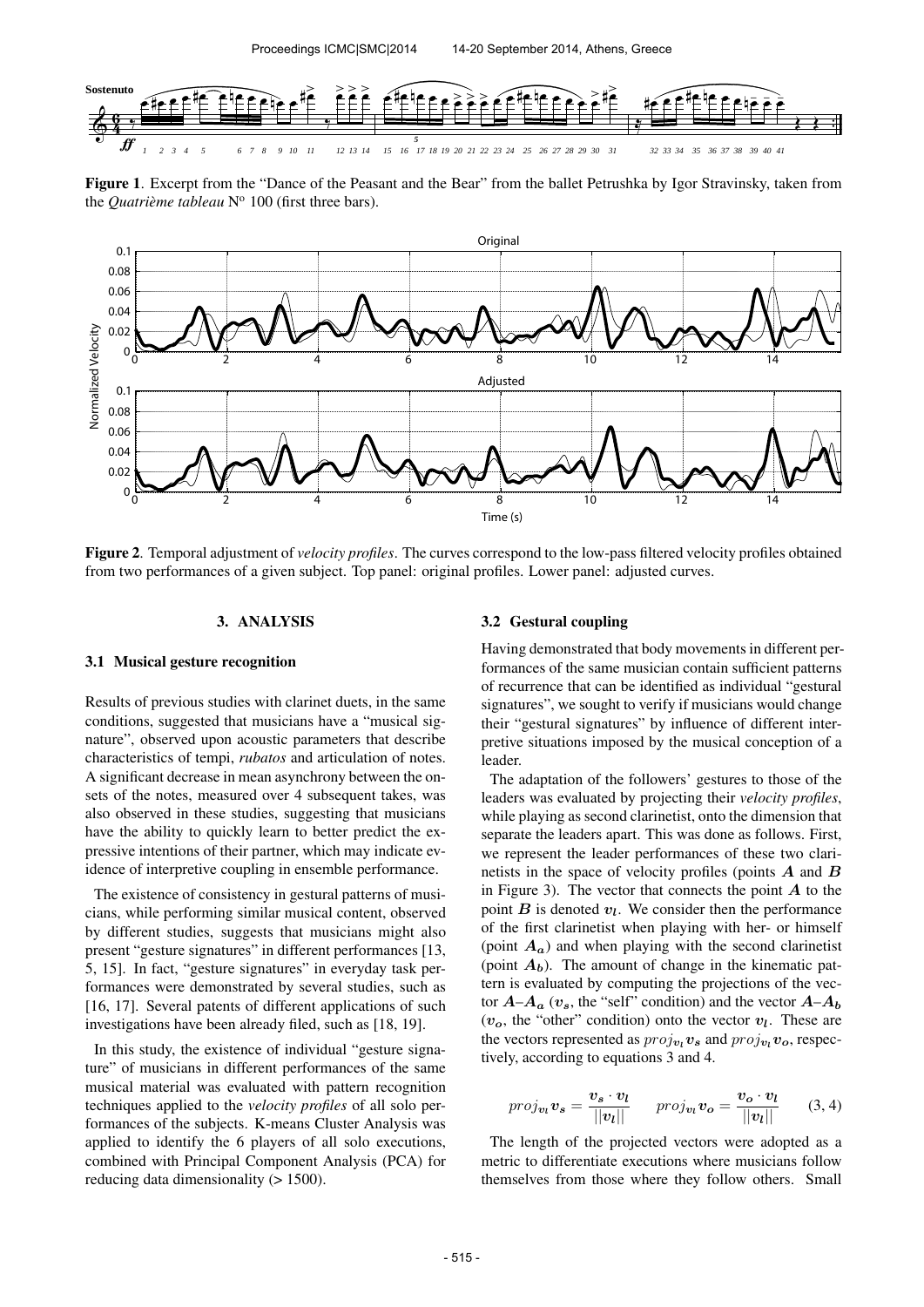**Figure 1**. Excerpt from the "Dance of the Peasant and the Bear" from the ballet Petrushka by Igor Stravinsky, taken from the *Quatrième tableau* N[o] 100 (first three bars).

**Figure 2**. Temporal adjustment of *velocity profiles*. The curves correspond to the low-pass filtered velocity profiles obtained from two performances of a given subject. Top panel: original profiles. Lower panel: adjusted curves.

## 3. ANALYSIS

### 3.1 Musical gesture recognition

Results of previous studies with clarinet duets, in the same conditions, suggested that musicians have a "musical signature", observed upon acoustic parameters that describe characteristics of tempi, *rubatos* and articulation of notes. A significant decrease in mean asynchrony between the onsets of the notes, measured over 4 subsequent takes, was also observed in these studies, suggesting that musicians have the ability to quickly learn to better predict the expressive intentions of their partner, which may indicate evidence of interpretive coupling in ensemble performance.

The existence of consistency in gestural patterns of musicians, while performing similar musical content, observed by different studies, suggests that musicians might also present "gesture signatures" in different performances [13, 5, 15]. In fact, "gesture signatures" in everyday task performances were demonstrated by several studies, such as [16, 17]. Several patents of different applications of such investigations have been already filed, such as [18, 19].

In this study, the existence of individual "gesture signature" of musicians in different performances of the same musical material was evaluated with pattern recognition techniques applied to the *velocity profiles* of all solo performances of the subjects. K-means Cluster Analysis was applied to identify the 6 players of all solo executions, combined with Principal Component Analysis (PCA) for reducing data dimensionality (> 1500).

### 3.2 Gestural coupling

Having demonstrated that body movements in different performances of the same musician contain sufficient patterns of recurrence that can be identified as individual "gestural signatures", we sought to verify if musicians would change their "gestural signatures" by influence of different interpretive situations imposed by the musical conception of a leader.

The adaptation of the followers' gestures to those of the leaders was evaluated by projecting their *velocity profiles*, while playing as second clarinetist, onto the dimension that separate the leaders apart. This was done as follows. First, we represent the leader performances of these two clarinetists in the space of velocity profiles (points $\boldsymbol{A}$ and $\boldsymbol{B}$ in Figure 3). The vector that connects the point $\boldsymbol{A}$ to the point $\boldsymbol{B}$ is denoted $\boldsymbol{v_l}$. We consider then the performance of the first clarinetist when playing with her- or himself (point $\boldsymbol{A_a}$) and when playing with the second clarinetist (point $\boldsymbol{A_b}$). The amount of change in the kinematic pattern is evaluated by computing the projections of the vector $\boldsymbol{A}$–$\boldsymbol{A_a}$ ($\boldsymbol{v_s}$, the "self" condition) and the vector $\boldsymbol{A}$–$\boldsymbol{A_b}$ ($\boldsymbol{v_o}$, the "other" condition) onto the vector $\boldsymbol{v_l}$. These are the vectors represented as $proj_{\boldsymbol{v_l}}\boldsymbol{v_s}$ and $proj_{\boldsymbol{v_l}}\boldsymbol{v_o}$, respectively, according to equations 3 and 4.

$$proj_{\boldsymbol{v_l}}\boldsymbol{v_s} = \frac{\boldsymbol{v_s} \cdot \boldsymbol{v_l}}{||\boldsymbol{v_l}||} \qquad proj_{\boldsymbol{v_l}}\boldsymbol{v_o} = \frac{\boldsymbol{v_o} \cdot \boldsymbol{v_l}}{||\boldsymbol{v_l}||} \qquad (3, 4)$$

The length of the projected vectors were adopted as a metric to differentiate executions where musicians follow themselves from those where they follow others. Small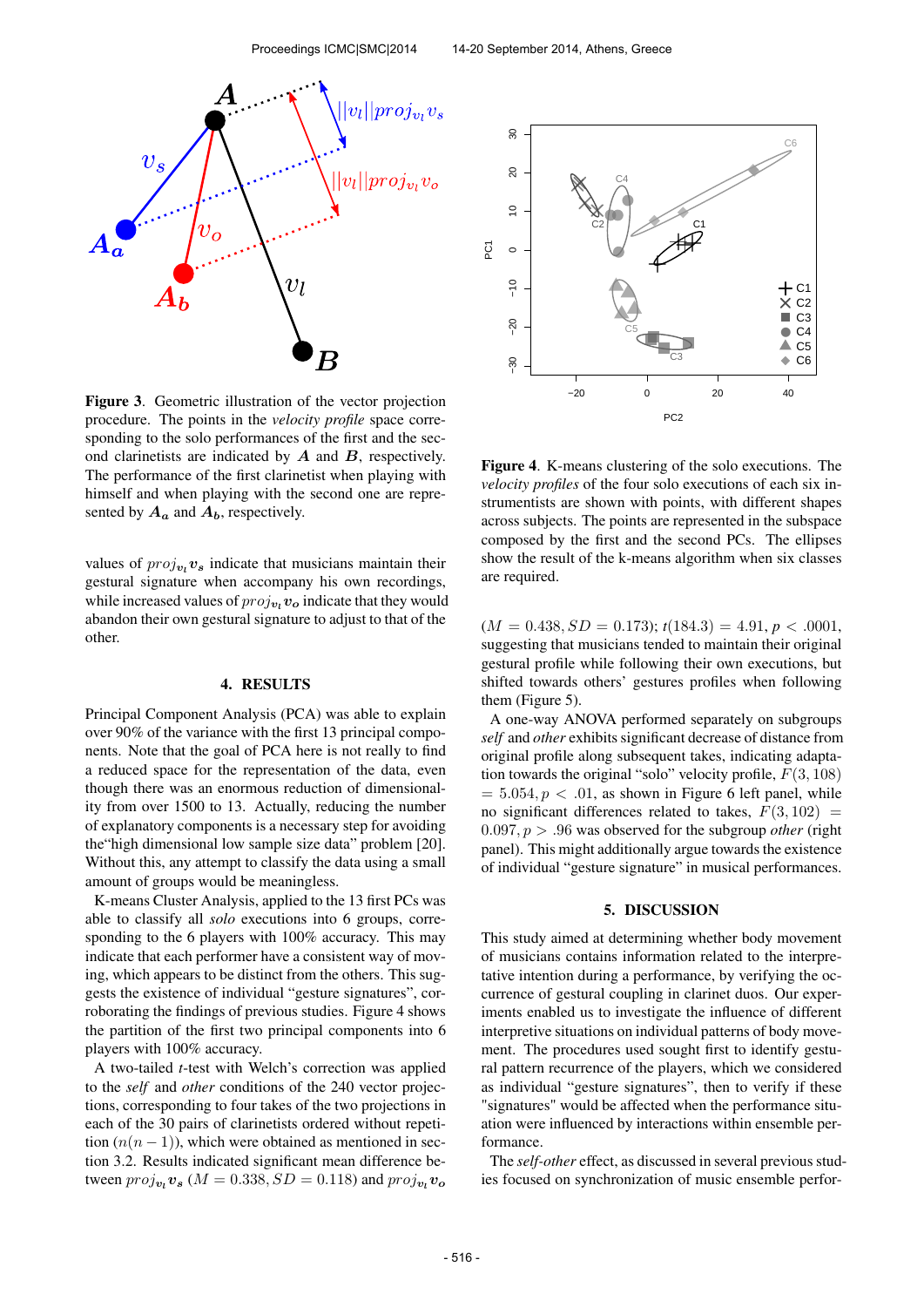**Figure 3**. Geometric illustration of the vector projection procedure. The points in the *velocity profile* space corresponding to the solo performances of the first and the second clarinetists are indicated by $\boldsymbol{A}$ and $\boldsymbol{B}$, respectively. The performance of the first clarinetist when playing with himself and when playing with the second one are represented by $\boldsymbol{A_a}$ and $\boldsymbol{A_b}$, respectively.

values of $proj_{v_l}\boldsymbol{v_s}$ indicate that musicians maintain their gestural signature when accompany his own recordings, while increased values of $proj_{v_l}\boldsymbol{v_o}$ indicate that they would abandon their own gestural signature to adjust to that of the other.

## 4. RESULTS

Principal Component Analysis (PCA) was able to explain over 90% of the variance with the first 13 principal components. Note that the goal of PCA here is not really to find a reduced space for the representation of the data, even though there was an enormous reduction of dimensionality from over 1500 to 13. Actually, reducing the number of explanatory components is a necessary step for avoiding the"high dimensional low sample size data" problem [20]. Without this, any attempt to classify the data using a small amount of groups would be meaningless.

K-means Cluster Analysis, applied to the 13 first PCs was able to classify all *solo* executions into 6 groups, corresponding to the 6 players with 100% accuracy. This may indicate that each performer have a consistent way of moving, which appears to be distinct from the others. This suggests the existence of individual "gesture signatures", corroborating the findings of previous studies. Figure 4 shows the partition of the first two principal components into 6 players with 100% accuracy.

A two-tailed $t$-test with Welch's correction was applied to the *self* and *other* conditions of the 240 vector projections, corresponding to four takes of the two projections in each of the 30 pairs of clarinetists ordered without repetition ($n(n-1)$), which were obtained as mentioned in section 3.2. Results indicated significant mean difference between $proj_{v_l}\boldsymbol{v_s}$ ($M = 0.338, SD = 0.118$) and $proj_{v_l}\boldsymbol{v_o}$ ($M = 0.438, SD = 0.173$); $t(184.3) = 4.91, p < .0001$, suggesting that musicians tended to maintain their original gestural profile while following their own executions, but shifted towards others' gestures profiles when following them (Figure 5).

**Figure 4**. K-means clustering of the solo executions. The *velocity profiles* of the four solo executions of each six instrumentists are shown with points, with different shapes across subjects. The points are represented in the subspace composed by the first and the second PCs. The ellipses show the result of the k-means algorithm when six classes are required.

A one-way ANOVA performed separately on subgroups *self* and *other* exhibits significant decrease of distance from original profile along subsequent takes, indicating adaptation towards the original "solo" velocity profile, $F(3, 108) = 5.054, p < .01$, as shown in Figure 6 left panel, while no significant differences related to takes, $F(3, 102) = 0.097, p > .96$ was observed for the subgroup *other* (right panel). This might additionally argue towards the existence of individual "gesture signature" in musical performances.

## 5. DISCUSSION

This study aimed at determining whether body movement of musicians contains information related to the interpretative intention during a performance, by verifying the occurrence of gestural coupling in clarinet duos. Our experiments enabled us to investigate the influence of different interpretative situations on individual patterns of body movement. The procedures used sought first to identify gestural pattern recurrence of the players, which we considered as individual "gesture signatures", then to verify if these "signatures" would be affected when the performance situation were influenced by interactions within ensemble performance.

The *self-other* effect, as discussed in several previous studies focused on synchronization of music ensemble perfor-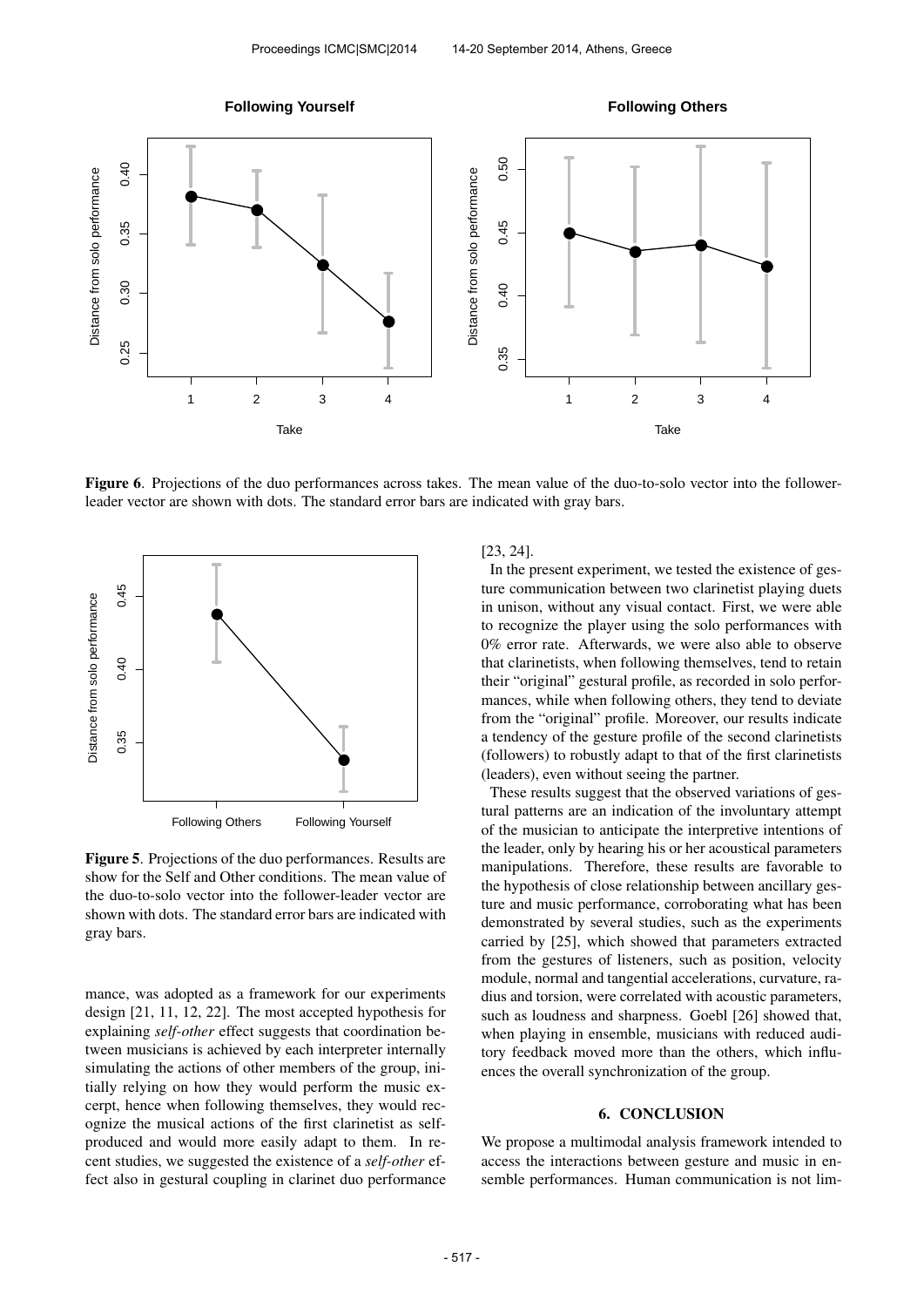Figure 6. Projections of the duo performances across takes. The mean value of the duo-to-solo vector into the follower-leader vector are shown with dots. The standard error bars are indicated with gray bars.

Figure 5. Projections of the duo performances. Results are show for the Self and Other conditions. The mean value of the duo-to-solo vector into the follower-leader vector are shown with dots. The standard error bars are indicated with gray bars.

mance, was adopted as a framework for our experiments design [21, 11, 12, 22]. The most accepted hypothesis for explaining *self-other* effect suggests that coordination between musicians is achieved by each interpreter internally simulating the actions of other members of the group, initially relying on how they would perform the music excerpt, hence when following themselves, they would recognize the musical actions of the first clarinetist as self-produced and would more easily adapt to them. In recent studies, we suggested the existence of a *self-other* effect also in gestural coupling in clarinet duo performance [23, 24].

In the present experiment, we tested the existence of gesture communication between two clarinetist playing duets in unison, without any visual contact. First, we were able to recognize the player using the solo performances with 0% error rate. Afterwards, we were also able to observe that clarinetists, when following themselves, tend to retain their "original" gestural profile, as recorded in solo performances, while when following others, they tend to deviate from the "original" profile. Moreover, our results indicate a tendency of the gesture profile of the second clarinetists (followers) to robustly adapt to that of the first clarinetists (leaders), even without seeing the partner.

These results suggest that the observed variations of gestural patterns are an indication of the involuntary attempt of the musician to anticipate the interpretive intentions of the leader, only by hearing his or her acoustical parameters manipulations. Therefore, these results are favorable to the hypothesis of close relationship between ancillary gesture and music performance, corroborating what has been demonstrated by several studies, such as the experiments carried by [25], which showed that parameters extracted from the gestures of listeners, such as position, velocity module, normal and tangential accelerations, curvature, radius and torsion, were correlated with acoustic parameters, such as loudness and sharpness. Goebl [26] showed that, when playing in ensemble, musicians with reduced auditory feedback moved more than the others, which influences the overall synchronization of the group.

## 6. CONCLUSION

We propose a multimodal analysis framework intended to access the interactions between gesture and music in ensemble performances. Human communication is not lim-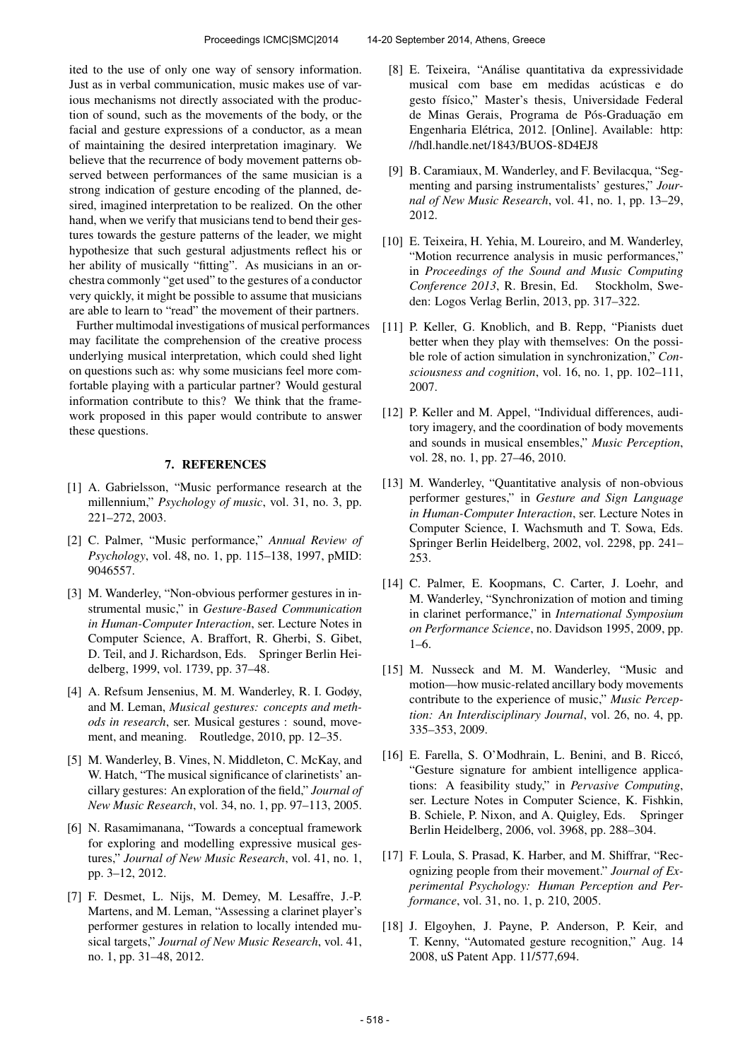ited to the use of only one way of sensory information. Just as in verbal communication, music makes use of various mechanisms not directly associated with the production of sound, such as the movements of the body, or the facial and gesture expressions of a conductor, as a mean of maintaining the desired interpretation imaginary. We believe that the recurrence of body movement patterns observed between performances of the same musician is a strong indication of gesture encoding of the planned, desired, imagined interpretation to be realized. On the other hand, when we verify that musicians tend to bend their gestures towards the gesture patterns of the leader, we might hypothesize that such gestural adjustments reflect his or her ability of musically "fitting". As musicians in an orchestra commonly "get used" to the gestures of a conductor very quickly, it might be possible to assume that musicians are able to learn to "read" the movement of their partners.

Further multimodal investigations of musical performances may facilitate the comprehension of the creative process underlying musical interpretation, which could shed light on questions such as: why some musicians feel more comfortable playing with a particular partner? Would gestural information contribute to this? We think that the framework proposed in this paper would contribute to answer these questions.

## 7. REFERENCES

[1] A. Gabrielsson, "Music performance research at the millennium," *Psychology of music*, vol. 31, no. 3, pp. 221–272, 2003.

[2] C. Palmer, "Music performance," *Annual Review of Psychology*, vol. 48, no. 1, pp. 115–138, 1997, pMID: 9046557.

[3] M. Wanderley, "Non-obvious performer gestures in instrumental music," in *Gesture-Based Communication in Human-Computer Interaction*, ser. Lecture Notes in Computer Science, A. Braffort, R. Gherbi, S. Gibet, D. Teil, and J. Richardson, Eds. Springer Berlin Heidelberg, 1999, vol. 1739, pp. 37–48.

[4] A. Refsum Jensenius, M. M. Wanderley, R. I. Godøy, and M. Leman, *Musical gestures: concepts and methods in research*, ser. Musical gestures : sound, movement, and meaning. Routledge, 2010, pp. 12–35.

[5] M. Wanderley, B. Vines, N. Middleton, C. McKay, and W. Hatch, "The musical significance of clarinetists' ancillary gestures: An exploration of the field," *Journal of New Music Research*, vol. 34, no. 1, pp. 97–113, 2005.

[6] N. Rasamimanana, "Towards a conceptual framework for exploring and modelling expressive musical gestures," *Journal of New Music Research*, vol. 41, no. 1, pp. 3–12, 2012.

[7] F. Desmet, L. Nijs, M. Demey, M. Lesaffre, J.-P. Martens, and M. Leman, "Assessing a clarinet player's performer gestures in relation to locally intended musical targets," *Journal of New Music Research*, vol. 41, no. 1, pp. 31–48, 2012.

[8] E. Teixeira, "Análise quantitativa da expressividade musical com base em medidas acústicas e do gesto físico," Master's thesis, Universidade Federal de Minas Gerais, Programa de Pós-Graduação em Engenharia Elétrica, 2012. [Online]. Available: http://hdl.handle.net/1843/BUOS-8D4EJ8

[9] B. Caramiaux, M. Wanderley, and F. Bevilacqua, "Segmenting and parsing instrumentalists' gestures," *Journal of New Music Research*, vol. 41, no. 1, pp. 13–29, 2012.

[10] E. Teixeira, H. Yehia, M. Loureiro, and M. Wanderley, "Motion recurrence analysis in music performances," in *Proceedings of the Sound and Music Computing Conference 2013*, R. Bresin, Ed. Stockholm, Sweden: Logos Verlag Berlin, 2013, pp. 317–322.

[11] P. Keller, G. Knoblich, and B. Repp, "Pianists duet better when they play with themselves: On the possible role of action simulation in synchronization," *Consciousness and cognition*, vol. 16, no. 1, pp. 102–111, 2007.

[12] P. Keller and M. Appel, "Individual differences, auditory imagery, and the coordination of body movements and sounds in musical ensembles," *Music Perception*, vol. 28, no. 1, pp. 27–46, 2010.

[13] M. Wanderley, "Quantitative analysis of non-obvious performer gestures," in *Gesture and Sign Language in Human-Computer Interaction*, ser. Lecture Notes in Computer Science, I. Wachsmuth and T. Sowa, Eds. Springer Berlin Heidelberg, 2002, vol. 2298, pp. 241–253.

[14] C. Palmer, E. Koopmans, C. Carter, J. Loehr, and M. Wanderley, "Synchronization of motion and timing in clarinet performance," in *International Symposium on Performance Science*, no. Davidson 1995, 2009, pp. 1–6.

[15] M. Nusseck and M. M. Wanderley, "Music and motion—how music-related ancillary body movements contribute to the experience of music," *Music Perception: An Interdisciplinary Journal*, vol. 26, no. 4, pp. 335–353, 2009.

[16] E. Farella, S. O'Modhrain, L. Benini, and B. Riccó, "Gesture signature for ambient intelligence applications: A feasibility study," in *Pervasive Computing*, ser. Lecture Notes in Computer Science, K. Fishkin, B. Schiele, P. Nixon, and A. Quigley, Eds. Springer Berlin Heidelberg, 2006, vol. 3968, pp. 288–304.

[17] F. Loula, S. Prasad, K. Harber, and M. Shiffrar, "Recognizing people from their movement." *Journal of Experimental Psychology: Human Perception and Performance*, vol. 31, no. 1, p. 210, 2005.

[18] J. Elgoyhen, J. Payne, P. Anderson, P. Keir, and T. Kenny, "Automated gesture recognition," Aug. 14 2008, uS Patent App. 11/577,694.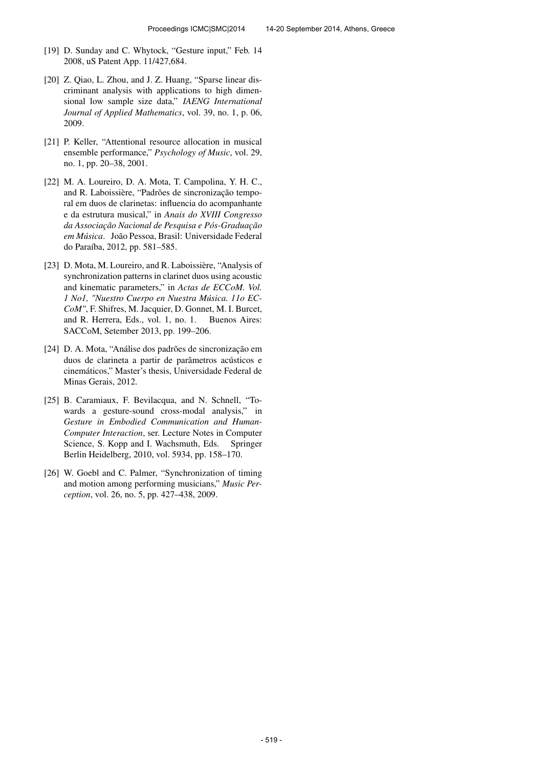[19] D. Sunday and C. Whytock, "Gesture input," Feb. 14 2008, uS Patent App. 11/427,684.

[20] Z. Qiao, L. Zhou, and J. Z. Huang, "Sparse linear discriminant analysis with applications to high dimensional low sample size data," *IAENG International Journal of Applied Mathematics*, vol. 39, no. 1, p. 06, 2009.

[21] P. Keller, "Attentional resource allocation in musical ensemble performance," *Psychology of Music*, vol. 29, no. 1, pp. 20–38, 2001.

[22] M. A. Loureiro, D. A. Mota, T. Campolina, Y. H. C., and R. Laboissière, "Padrões de sincronização temporal em duos de clarinetas: influencia do acompanhante e da estrutura musical," in *Anais do XVIII Congresso da Associação Nacional de Pesquisa e Pós-Graduação em Música*. João Pessoa, Brasil: Universidade Federal do Paraíba, 2012, pp. 581–585.

[23] D. Mota, M. Loureiro, and R. Laboissière, "Analysis of synchronization patterns in clarinet duos using acoustic and kinematic parameters," in *Actas de ECCoM. Vol. 1 No1, "Nuestro Cuerpo en Nuestra Música. 11o ECCoM"*, F. Shifres, M. Jacquier, D. Gonnet, M. I. Burcet, and R. Herrera, Eds., vol. 1, no. 1. Buenos Aires: SACCoM, Setember 2013, pp. 199–206.

[24] D. A. Mota, "Análise dos padrões de sincronização em duos de clarineta a partir de parâmetros acústicos e cinemáticos," Master's thesis, Universidade Federal de Minas Gerais, 2012.

[25] B. Caramiaux, F. Bevilacqua, and N. Schnell, "Towards a gesture-sound cross-modal analysis," in *Gesture in Embodied Communication and Human-Computer Interaction*, ser. Lecture Notes in Computer Science, S. Kopp and I. Wachsmuth, Eds. Springer Berlin Heidelberg, 2010, vol. 5934, pp. 158–170.

[26] W. Goebl and C. Palmer, "Synchronization of timing and motion among performing musicians," *Music Perception*, vol. 26, no. 5, pp. 427–438, 2009.